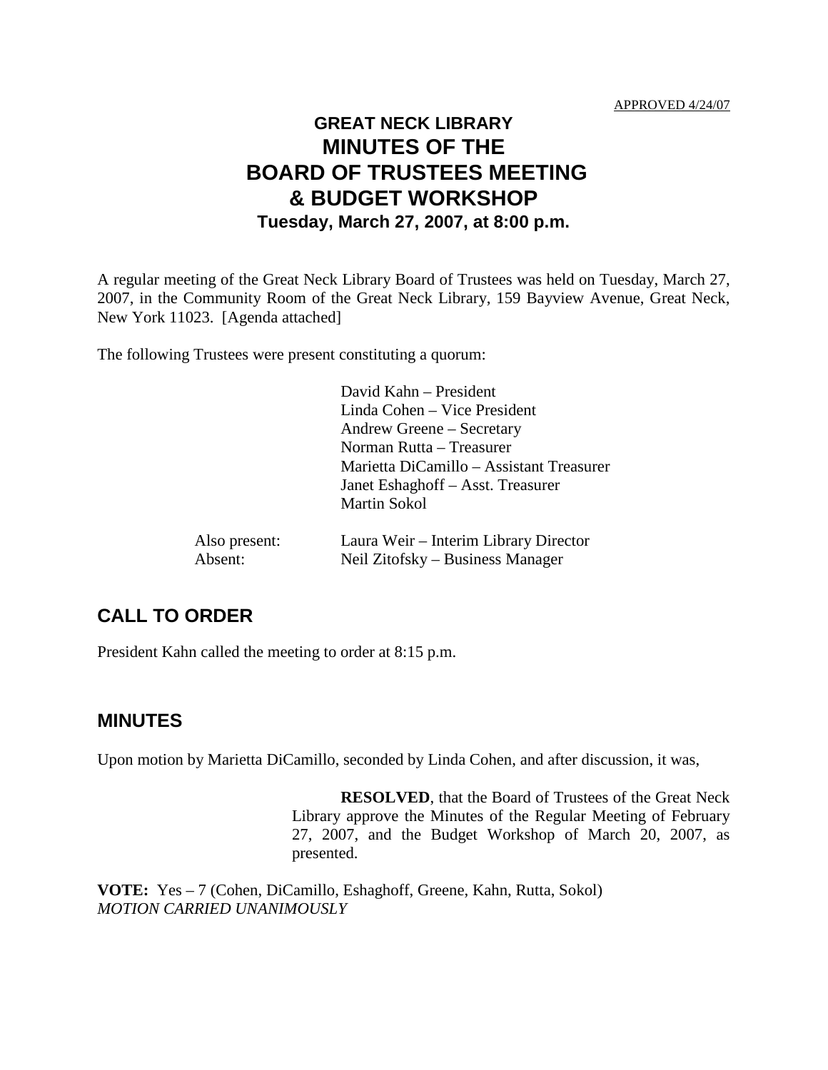APPROVED 4/24/07

# GREAT NECK LIBRARY
# MINUTES OF THE
# BOARD OF TRUSTEES MEETING
# & BUDGET WORKSHOP
### Tuesday, March 27, 2007, at 8:00 p.m.

A regular meeting of the Great Neck Library Board of Trustees was held on Tuesday, March 27, 2007, in the Community Room of the Great Neck Library, 159 Bayview Avenue, Great Neck, New York 11023. [Agenda attached]

The following Trustees were present constituting a quorum:

David Kahn – President
Linda Cohen – Vice President
Andrew Greene – Secretary
Norman Rutta – Treasurer
Marietta DiCamillo – Assistant Treasurer
Janet Eshaghoff – Asst. Treasurer
Martin Sokol

Also present: Laura Weir – Interim Library Director
Absent: Neil Zitofsky – Business Manager

## CALL TO ORDER

President Kahn called the meeting to order at 8:15 p.m.

## MINUTES

Upon motion by Marietta DiCamillo, seconded by Linda Cohen, and after discussion, it was,

> **RESOLVED**, that the Board of Trustees of the Great Neck Library approve the Minutes of the Regular Meeting of February 27, 2007, and the Budget Workshop of March 20, 2007, as presented.

**VOTE:** Yes – 7 (Cohen, DiCamillo, Eshaghoff, Greene, Kahn, Rutta, Sokol)
*MOTION CARRIED UNANIMOUSLY*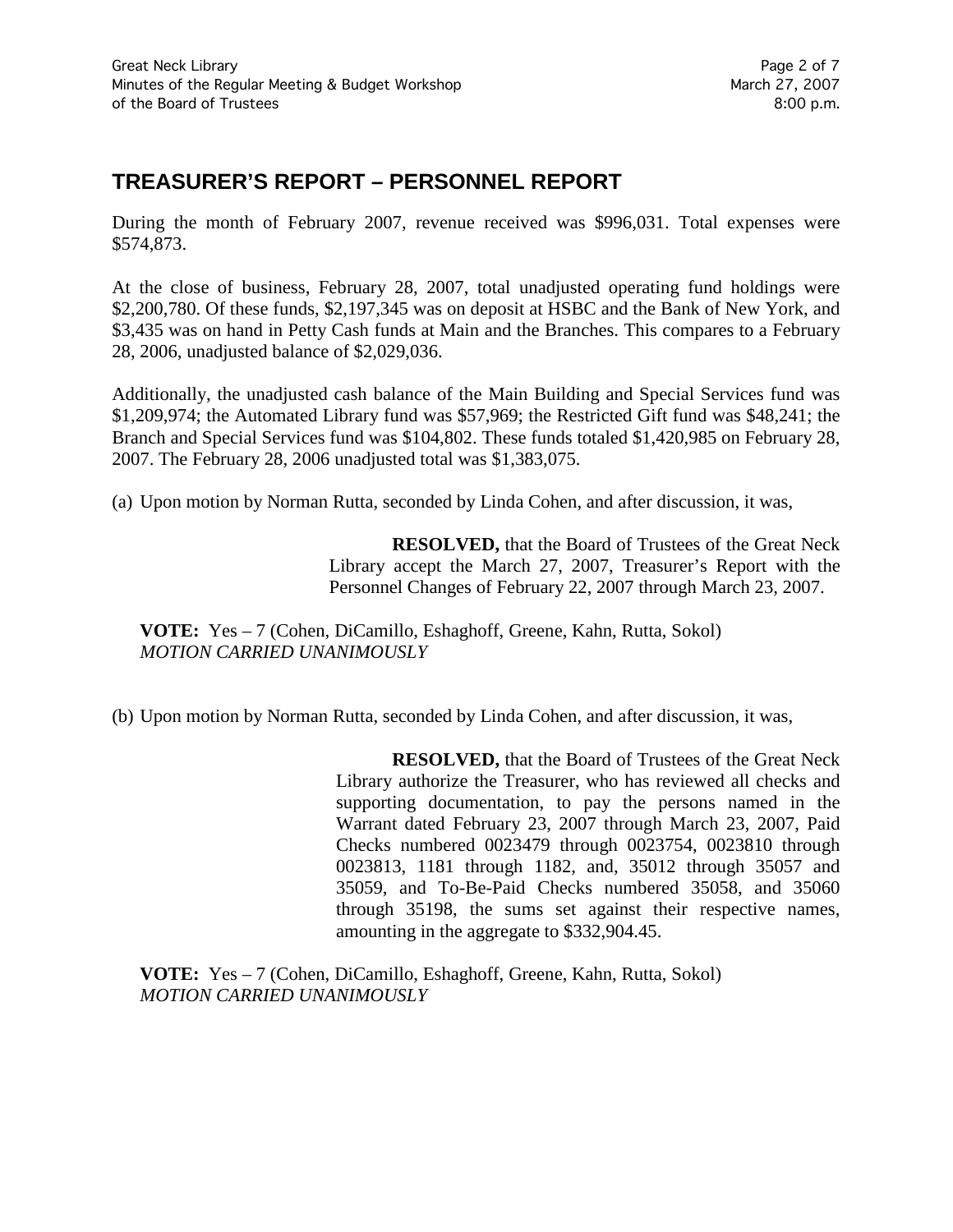## TREASURER'S REPORT – PERSONNEL REPORT

During the month of February 2007, revenue received was $996,031. Total expenses were $574,873.

At the close of business, February 28, 2007, total unadjusted operating fund holdings were $2,200,780. Of these funds, $2,197,345 was on deposit at HSBC and the Bank of New York, and $3,435 was on hand in Petty Cash funds at Main and the Branches. This compares to a February 28, 2006, unadjusted balance of $2,029,036.

Additionally, the unadjusted cash balance of the Main Building and Special Services fund was $1,209,974; the Automated Library fund was $57,969; the Restricted Gift fund was $48,241; the Branch and Special Services fund was $104,802. These funds totaled $1,420,985 on February 28, 2007. The February 28, 2006 unadjusted total was $1,383,075.

(a) Upon motion by Norman Rutta, seconded by Linda Cohen, and after discussion, it was,

> **RESOLVED,** that the Board of Trustees of the Great Neck Library accept the March 27, 2007, Treasurer's Report with the Personnel Changes of February 22, 2007 through March 23, 2007.

**VOTE:** Yes – 7 (Cohen, DiCamillo, Eshaghoff, Greene, Kahn, Rutta, Sokol)
*MOTION CARRIED UNANIMOUSLY*

(b) Upon motion by Norman Rutta, seconded by Linda Cohen, and after discussion, it was,

> **RESOLVED,** that the Board of Trustees of the Great Neck Library authorize the Treasurer, who has reviewed all checks and supporting documentation, to pay the persons named in the Warrant dated February 23, 2007 through March 23, 2007, Paid Checks numbered 0023479 through 0023754, 0023810 through 0023813, 1181 through 1182, and, 35012 through 35057 and 35059, and To-Be-Paid Checks numbered 35058, and 35060 through 35198, the sums set against their respective names, amounting in the aggregate to $332,904.45.

**VOTE:** Yes – 7 (Cohen, DiCamillo, Eshaghoff, Greene, Kahn, Rutta, Sokol)
*MOTION CARRIED UNANIMOUSLY*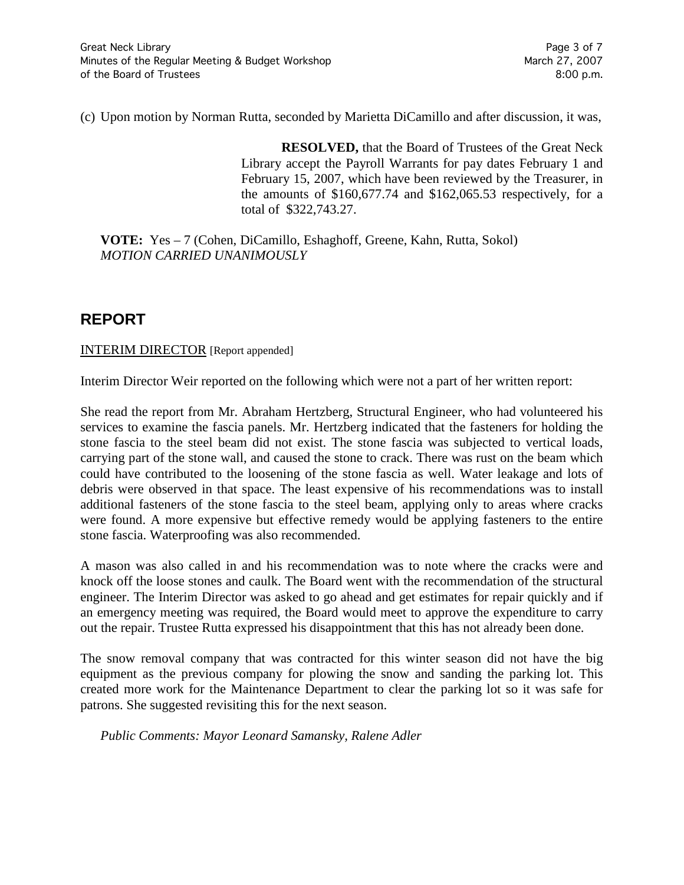(c) Upon motion by Norman Rutta, seconded by Marietta DiCamillo and after discussion, it was,

> **RESOLVED,** that the Board of Trustees of the Great Neck Library accept the Payroll Warrants for pay dates February 1 and February 15, 2007, which have been reviewed by the Treasurer, in the amounts of $160,677.74 and $162,065.53 respectively, for a total of $322,743.27.

**VOTE:** Yes – 7 (Cohen, DiCamillo, Eshaghoff, Greene, Kahn, Rutta, Sokol)
*MOTION CARRIED UNANIMOUSLY*

## REPORT

INTERIM DIRECTOR [Report appended]

Interim Director Weir reported on the following which were not a part of her written report:

She read the report from Mr. Abraham Hertzberg, Structural Engineer, who had volunteered his services to examine the fascia panels. Mr. Hertzberg indicated that the fasteners for holding the stone fascia to the steel beam did not exist. The stone fascia was subjected to vertical loads, carrying part of the stone wall, and caused the stone to crack. There was rust on the beam which could have contributed to the loosening of the stone fascia as well. Water leakage and lots of debris were observed in that space. The least expensive of his recommendations was to install additional fasteners of the stone fascia to the steel beam, applying only to areas where cracks were found. A more expensive but effective remedy would be applying fasteners to the entire stone fascia. Waterproofing was also recommended.

A mason was also called in and his recommendation was to note where the cracks were and knock off the loose stones and caulk. The Board went with the recommendation of the structural engineer. The Interim Director was asked to go ahead and get estimates for repair quickly and if an emergency meeting was required, the Board would meet to approve the expenditure to carry out the repair. Trustee Rutta expressed his disappointment that this has not already been done.

The snow removal company that was contracted for this winter season did not have the big equipment as the previous company for plowing the snow and sanding the parking lot. This created more work for the Maintenance Department to clear the parking lot so it was safe for patrons. She suggested revisiting this for the next season.

*Public Comments: Mayor Leonard Samansky, Ralene Adler*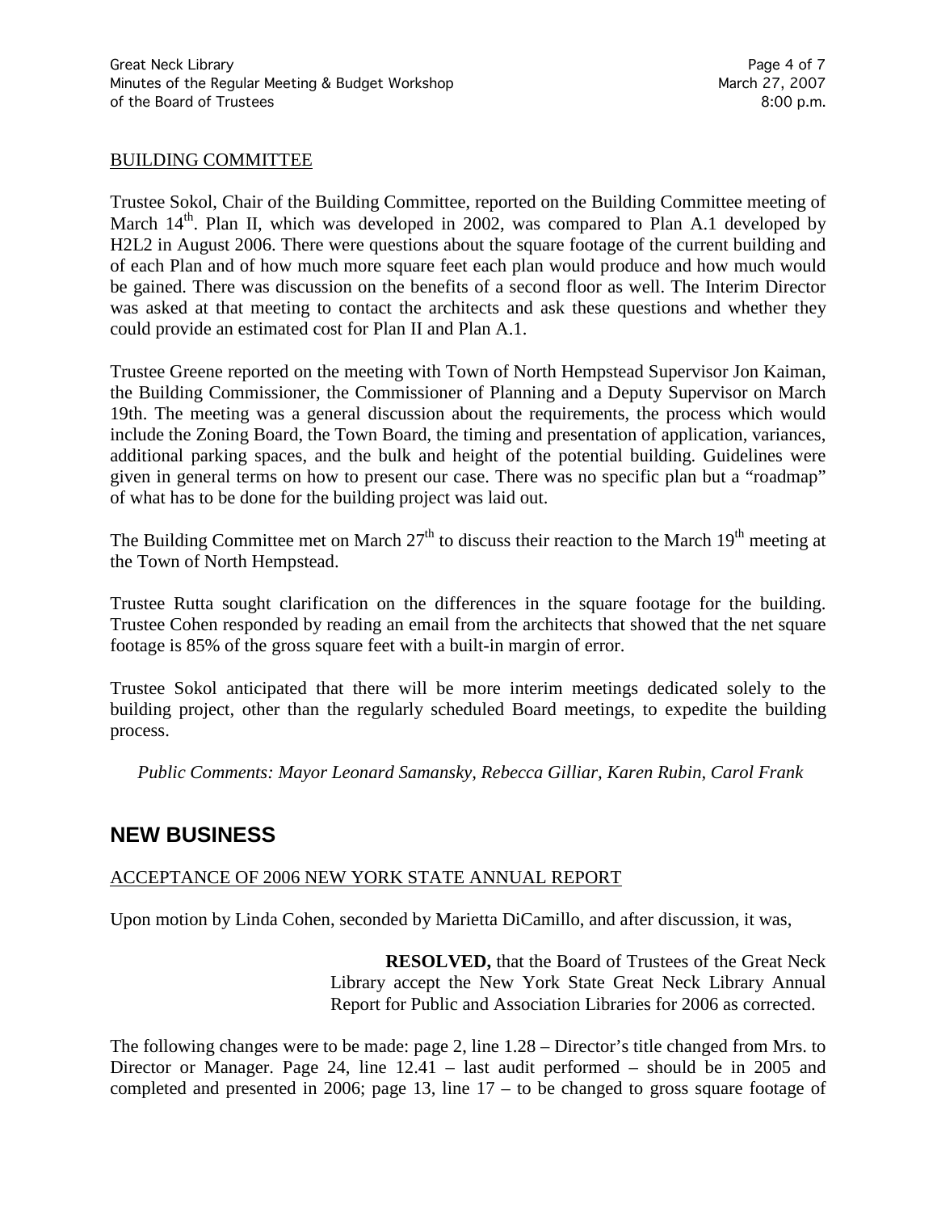## BUILDING COMMITTEE

Trustee Sokol, Chair of the Building Committee, reported on the Building Committee meeting of March 14th. Plan II, which was developed in 2002, was compared to Plan A.1 developed by H2L2 in August 2006. There were questions about the square footage of the current building and of each Plan and of how much more square feet each plan would produce and how much would be gained. There was discussion on the benefits of a second floor as well. The Interim Director was asked at that meeting to contact the architects and ask these questions and whether they could provide an estimated cost for Plan II and Plan A.1.

Trustee Greene reported on the meeting with Town of North Hempstead Supervisor Jon Kaiman, the Building Commissioner, the Commissioner of Planning and a Deputy Supervisor on March 19th. The meeting was a general discussion about the requirements, the process which would include the Zoning Board, the Town Board, the timing and presentation of application, variances, additional parking spaces, and the bulk and height of the potential building. Guidelines were given in general terms on how to present our case. There was no specific plan but a "roadmap" of what has to be done for the building project was laid out.

The Building Committee met on March 27th to discuss their reaction to the March 19th meeting at the Town of North Hempstead.

Trustee Rutta sought clarification on the differences in the square footage for the building. Trustee Cohen responded by reading an email from the architects that showed that the net square footage is 85% of the gross square feet with a built-in margin of error.

Trustee Sokol anticipated that there will be more interim meetings dedicated solely to the building project, other than the regularly scheduled Board meetings, to expedite the building process.

*Public Comments: Mayor Leonard Samansky, Rebecca Gilliar, Karen Rubin, Carol Frank*

# NEW BUSINESS

## ACCEPTANCE OF 2006 NEW YORK STATE ANNUAL REPORT

Upon motion by Linda Cohen, seconded by Marietta DiCamillo, and after discussion, it was,

> **RESOLVED,** that the Board of Trustees of the Great Neck Library accept the New York State Great Neck Library Annual Report for Public and Association Libraries for 2006 as corrected.

The following changes were to be made: page 2, line 1.28 – Director's title changed from Mrs. to Director or Manager. Page 24, line 12.41 – last audit performed – should be in 2005 and completed and presented in 2006; page 13, line 17 – to be changed to gross square footage of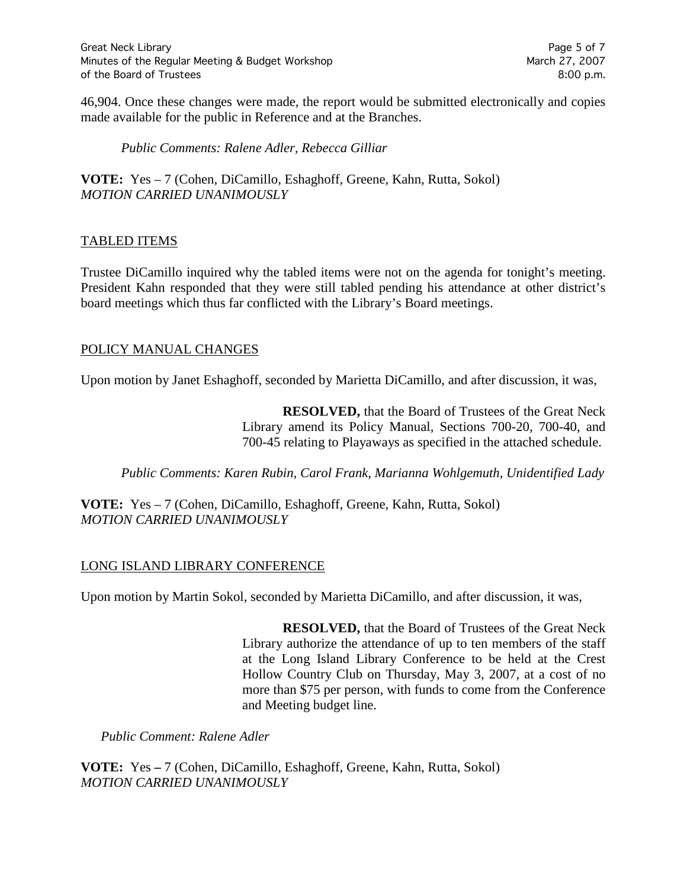46,904. Once these changes were made, the report would be submitted electronically and copies made available for the public in Reference and at the Branches.

*Public Comments: Ralene Adler, Rebecca Gilliar*

**VOTE:** Yes – 7 (Cohen, DiCamillo, Eshaghoff, Greene, Kahn, Rutta, Sokol)
*MOTION CARRIED UNANIMOUSLY*

## TABLED ITEMS

Trustee DiCamillo inquired why the tabled items were not on the agenda for tonight's meeting. President Kahn responded that they were still tabled pending his attendance at other district's board meetings which thus far conflicted with the Library's Board meetings.

## POLICY MANUAL CHANGES

Upon motion by Janet Eshaghoff, seconded by Marietta DiCamillo, and after discussion, it was,

> **RESOLVED,** that the Board of Trustees of the Great Neck Library amend its Policy Manual, Sections 700-20, 700-40, and 700-45 relating to Playaways as specified in the attached schedule.

*Public Comments: Karen Rubin, Carol Frank, Marianna Wohlgemuth, Unidentified Lady*

**VOTE:** Yes – 7 (Cohen, DiCamillo, Eshaghoff, Greene, Kahn, Rutta, Sokol)
*MOTION CARRIED UNANIMOUSLY*

## LONG ISLAND LIBRARY CONFERENCE

Upon motion by Martin Sokol, seconded by Marietta DiCamillo, and after discussion, it was,

> **RESOLVED,** that the Board of Trustees of the Great Neck Library authorize the attendance of up to ten members of the staff at the Long Island Library Conference to be held at the Crest Hollow Country Club on Thursday, May 3, 2007, at a cost of no more than $75 per person, with funds to come from the Conference and Meeting budget line.

*Public Comment: Ralene Adler*

**VOTE:** Yes **–** 7 (Cohen, DiCamillo, Eshaghoff, Greene, Kahn, Rutta, Sokol)
*MOTION CARRIED UNANIMOUSLY*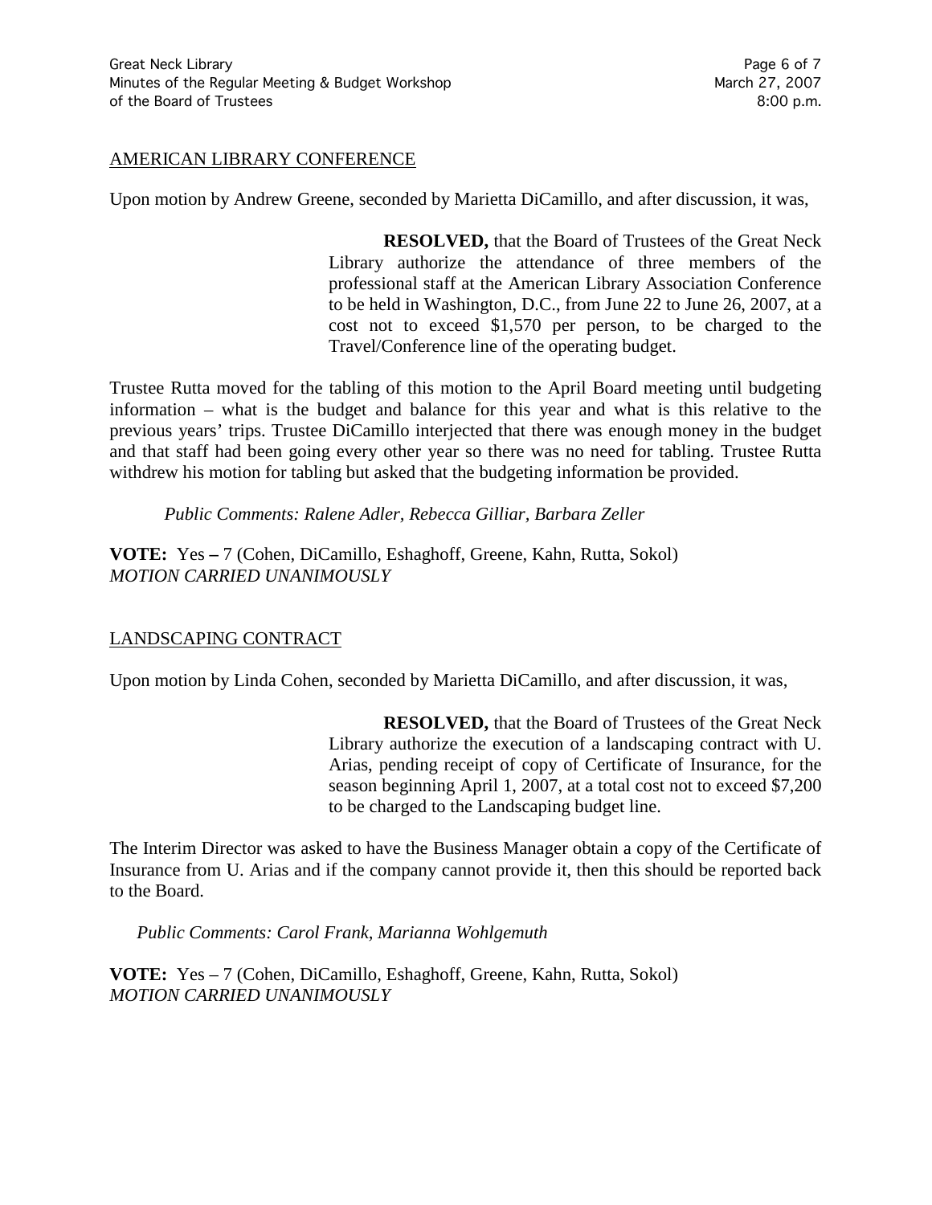## AMERICAN LIBRARY CONFERENCE

Upon motion by Andrew Greene, seconded by Marietta DiCamillo, and after discussion, it was,

> **RESOLVED,** that the Board of Trustees of the Great Neck Library authorize the attendance of three members of the professional staff at the American Library Association Conference to be held in Washington, D.C., from June 22 to June 26, 2007, at a cost not to exceed $1,570 per person, to be charged to the Travel/Conference line of the operating budget.

Trustee Rutta moved for the tabling of this motion to the April Board meeting until budgeting information – what is the budget and balance for this year and what is this relative to the previous years' trips. Trustee DiCamillo interjected that there was enough money in the budget and that staff had been going every other year so there was no need for tabling. Trustee Rutta withdrew his motion for tabling but asked that the budgeting information be provided.

*Public Comments: Ralene Adler, Rebecca Gilliar, Barbara Zeller*

**VOTE:** Yes **–** 7 (Cohen, DiCamillo, Eshaghoff, Greene, Kahn, Rutta, Sokol)
*MOTION CARRIED UNANIMOUSLY*

## LANDSCAPING CONTRACT

Upon motion by Linda Cohen, seconded by Marietta DiCamillo, and after discussion, it was,

> **RESOLVED,** that the Board of Trustees of the Great Neck Library authorize the execution of a landscaping contract with U. Arias, pending receipt of copy of Certificate of Insurance, for the season beginning April 1, 2007, at a total cost not to exceed $7,200 to be charged to the Landscaping budget line.

The Interim Director was asked to have the Business Manager obtain a copy of the Certificate of Insurance from U. Arias and if the company cannot provide it, then this should be reported back to the Board.

*Public Comments: Carol Frank, Marianna Wohlgemuth*

**VOTE:** Yes – 7 (Cohen, DiCamillo, Eshaghoff, Greene, Kahn, Rutta, Sokol)
*MOTION CARRIED UNANIMOUSLY*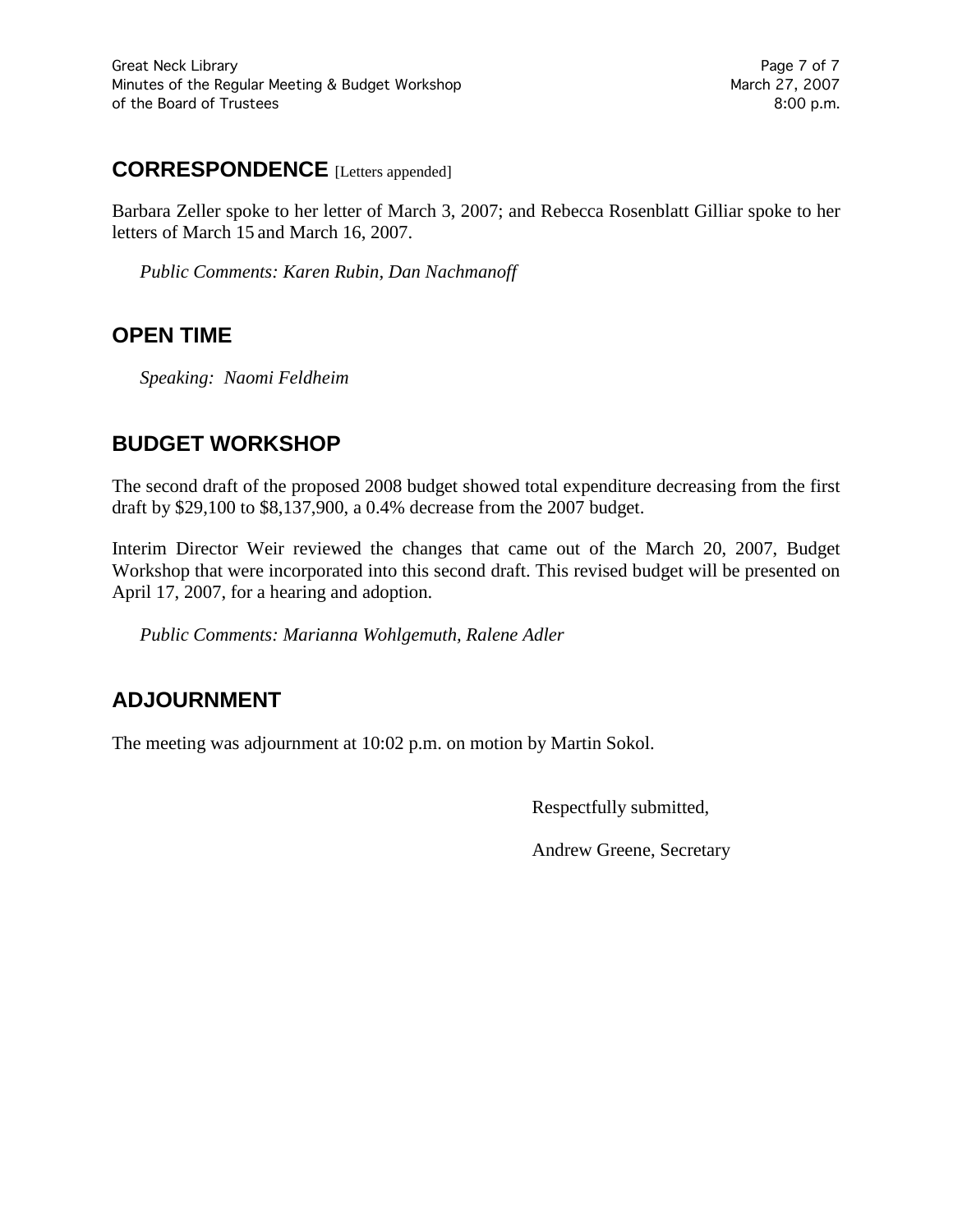## CORRESPONDENCE [Letters appended]

Barbara Zeller spoke to her letter of March 3, 2007; and Rebecca Rosenblatt Gilliar spoke to her letters of March 15 and March 16, 2007.

*Public Comments: Karen Rubin, Dan Nachmanoff*

## OPEN TIME

*Speaking: Naomi Feldheim*

## BUDGET WORKSHOP

The second draft of the proposed 2008 budget showed total expenditure decreasing from the first draft by $29,100 to $8,137,900, a 0.4% decrease from the 2007 budget.

Interim Director Weir reviewed the changes that came out of the March 20, 2007, Budget Workshop that were incorporated into this second draft. This revised budget will be presented on April 17, 2007, for a hearing and adoption.

*Public Comments: Marianna Wohlgemuth, Ralene Adler*

## ADJOURNMENT

The meeting was adjournment at 10:02 p.m. on motion by Martin Sokol.

Respectfully submitted,

Andrew Greene, Secretary